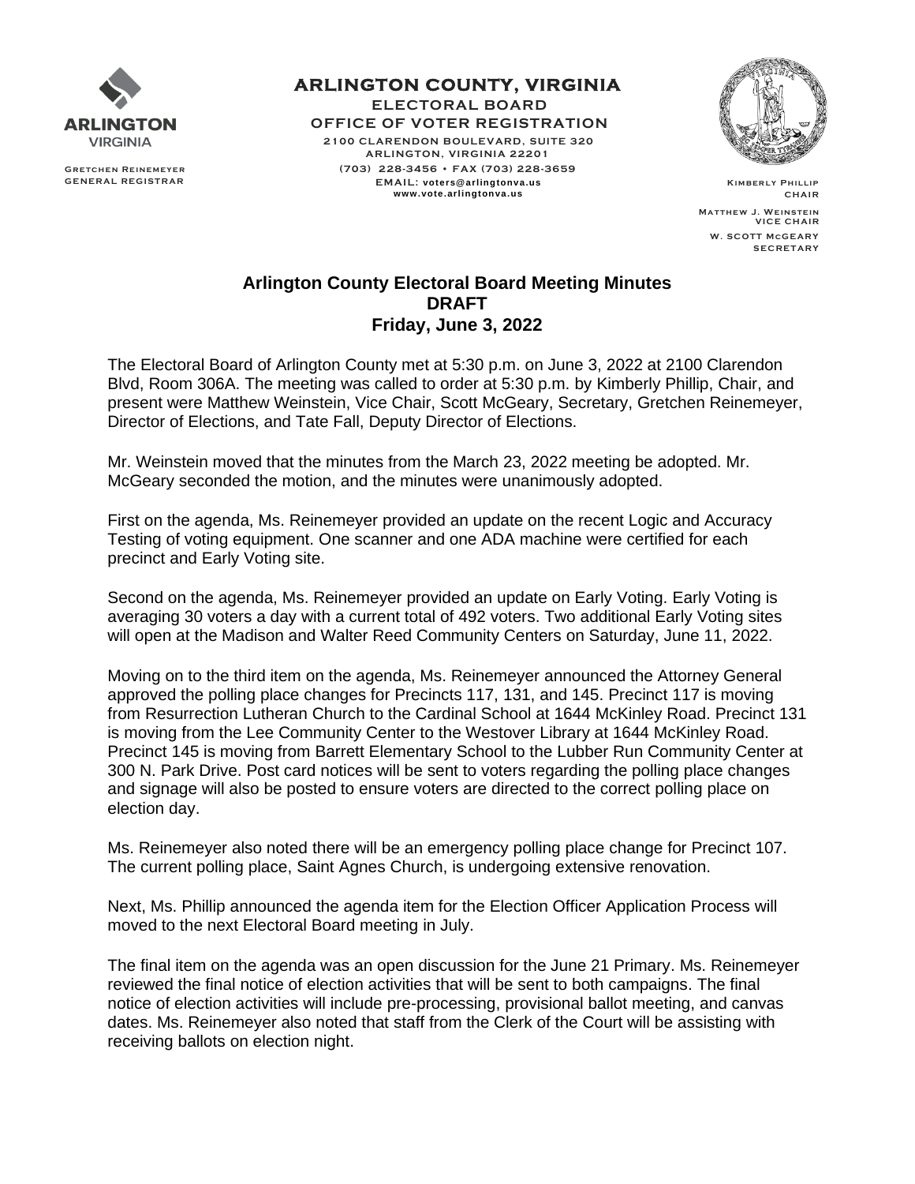ARLINGTON
VIRGINIA

Gretchen Reinemeyer
General Registrar

**ARLINGTON COUNTY, VIRGINIA**
**ELECTORAL BOARD**
**OFFICE OF VOTER REGISTRATION**
2100 CLARENDON BOULEVARD, SUITE 320
ARLINGTON, VIRGINIA 22201
(703) 228-3456 • FAX (703) 228-3659
EMAIL: voters@arlingtonva.us
www.vote.arlingtonva.us

Kimberly Phillip
Chair

Matthew J. Weinstein
Vice Chair

W. Scott McGeary
Secretary

# Arlington County Electoral Board Meeting Minutes
## DRAFT
## Friday, June 3, 2022

The Electoral Board of Arlington County met at 5:30 p.m. on June 3, 2022 at 2100 Clarendon Blvd, Room 306A. The meeting was called to order at 5:30 p.m. by Kimberly Phillip, Chair, and present were Matthew Weinstein, Vice Chair, Scott McGeary, Secretary, Gretchen Reinemeyer, Director of Elections, and Tate Fall, Deputy Director of Elections.

Mr. Weinstein moved that the minutes from the March 23, 2022 meeting be adopted. Mr. McGeary seconded the motion, and the minutes were unanimously adopted.

First on the agenda, Ms. Reinemeyer provided an update on the recent Logic and Accuracy Testing of voting equipment. One scanner and one ADA machine were certified for each precinct and Early Voting site.

Second on the agenda, Ms. Reinemeyer provided an update on Early Voting. Early Voting is averaging 30 voters a day with a current total of 492 voters. Two additional Early Voting sites will open at the Madison and Walter Reed Community Centers on Saturday, June 11, 2022.

Moving on to the third item on the agenda, Ms. Reinemeyer announced the Attorney General approved the polling place changes for Precincts 117, 131, and 145. Precinct 117 is moving from Resurrection Lutheran Church to the Cardinal School at 1644 McKinley Road. Precinct 131 is moving from the Lee Community Center to the Westover Library at 1644 McKinley Road. Precinct 145 is moving from Barrett Elementary School to the Lubber Run Community Center at 300 N. Park Drive. Post card notices will be sent to voters regarding the polling place changes and signage will also be posted to ensure voters are directed to the correct polling place on election day.

Ms. Reinemeyer also noted there will be an emergency polling place change for Precinct 107. The current polling place, Saint Agnes Church, is undergoing extensive renovation.

Next, Ms. Phillip announced the agenda item for the Election Officer Application Process will moved to the next Electoral Board meeting in July.

The final item on the agenda was an open discussion for the June 21 Primary. Ms. Reinemeyer reviewed the final notice of election activities that will be sent to both campaigns. The final notice of election activities will include pre-processing, provisional ballot meeting, and canvas dates. Ms. Reinemeyer also noted that staff from the Clerk of the Court will be assisting with receiving ballots on election night.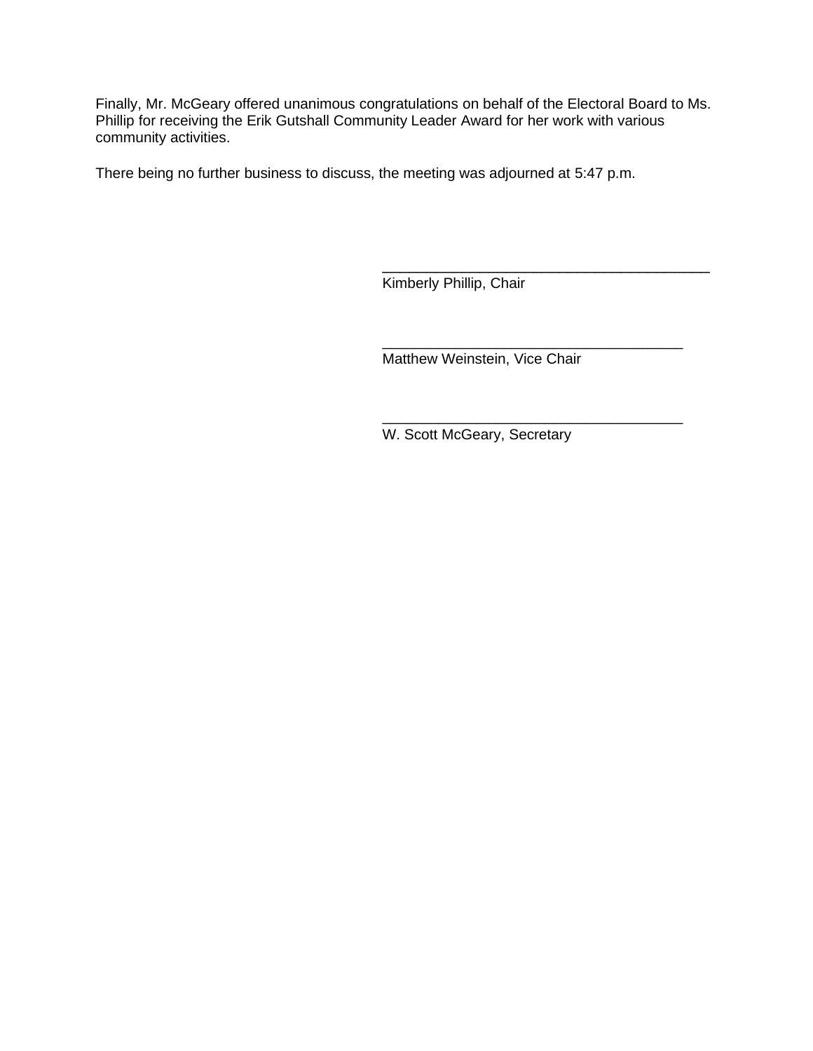Finally, Mr. McGeary offered unanimous congratulations on behalf of the Electoral Board to Ms. Phillip for receiving the Erik Gutshall Community Leader Award for her work with various community activities.

There being no further business to discuss, the meeting was adjourned at 5:47 p.m.

\_\_\_\_\_\_\_\_\_\_\_\_\_\_\_\_\_\_\_\_\_\_\_\_\_\_\_\_\_\_\_\_\_\_\_\_\_\_\_\_
Kimberly Phillip, Chair

\_\_\_\_\_\_\_\_\_\_\_\_\_\_\_\_\_\_\_\_\_\_\_\_\_\_\_\_\_\_\_\_\_\_\_\_\_\_\_\_
Matthew Weinstein, Vice Chair

\_\_\_\_\_\_\_\_\_\_\_\_\_\_\_\_\_\_\_\_\_\_\_\_\_\_\_\_\_\_\_\_\_\_\_\_\_\_\_\_
W. Scott McGeary, Secretary